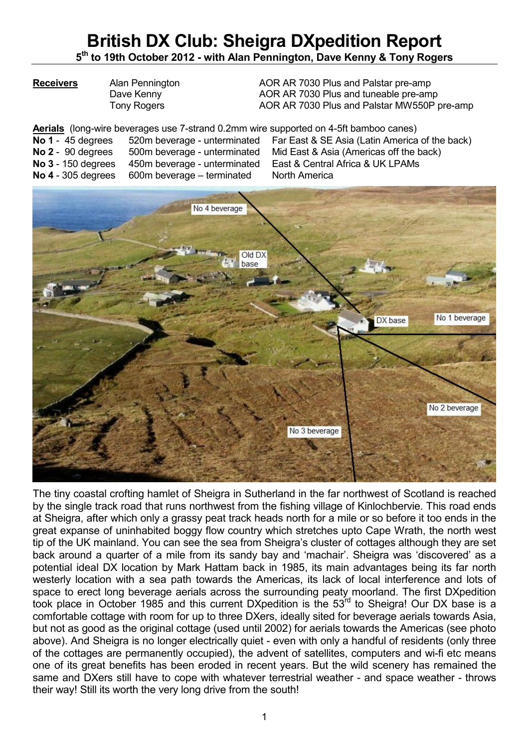# British DX Club: Sheigra DXpedition Report

**5th to 19th October 2012 - with Alan Pennington, Dave Kenny & Tony Rogers**

| **Receivers** | | |
|---|---|---|
| | Alan Pennington | AOR AR 7030 Plus and Palstar pre-amp |
| | Dave Kenny | AOR AR 7030 Plus and tuneable pre-amp |
| | Tony Rogers | AOR AR 7030 Plus and Palstar MW550P pre-amp |

**Aerials** (long-wire beverages use 7-strand 0.2mm wire supported on 4-5ft bamboo canes)

| | | |
|---|---|---|
| **No 1** - 45 degrees | 520m beverage - unterminated | Far East & SE Asia (Latin America of the back) |
| **No 2** - 90 degrees | 500m beverage - unterminated | Mid East & Asia (Americas off the back) |
| **No 3** - 150 degrees | 450m beverage - unterminated | East & Central Africa & UK LPAMs |
| **No 4** - 305 degrees | 600m beverage – terminated | North America |

No 4 beverage

Old DX base

DX base

No 1 beverage

No 2 beverage

No 3 beverage

The tiny coastal crofting hamlet of Sheigra in Sutherland in the far northwest of Scotland is reached by the single track road that runs northwest from the fishing village of Kinlochbervie. This road ends at Sheigra, after which only a grassy peat track heads north for a mile or so before it too ends in the great expanse of uninhabited boggy flow country which stretches upto Cape Wrath, the north west tip of the UK mainland. You can see the sea from Sheigra's cluster of cottages although they are set back around a quarter of a mile from its sandy bay and 'machair'. Sheigra was 'discovered' as a potential ideal DX location by Mark Hattam back in 1985, its main advantages being its far north westerly location with a sea path towards the Americas, its lack of local interference and lots of space to erect long beverage aerials across the surrounding peaty moorland. The first DXpedition took place in October 1985 and this current DXpedition is the 53rd to Sheigra! Our DX base is a comfortable cottage with room for up to three DXers, ideally sited for beverage aerials towards Asia, but not as good as the original cottage (used until 2002) for aerials towards the Americas (see photo above). And Sheigra is no longer electrically quiet - even with only a handful of residents (only three of the cottages are permanently occupied), the advent of satellites, computers and wi-fi etc means one of its great benefits has been eroded in recent years. But the wild scenery has remained the same and DXers still have to cope with whatever terrestrial weather - and space weather - throws their way! Still its worth the very long drive from the south!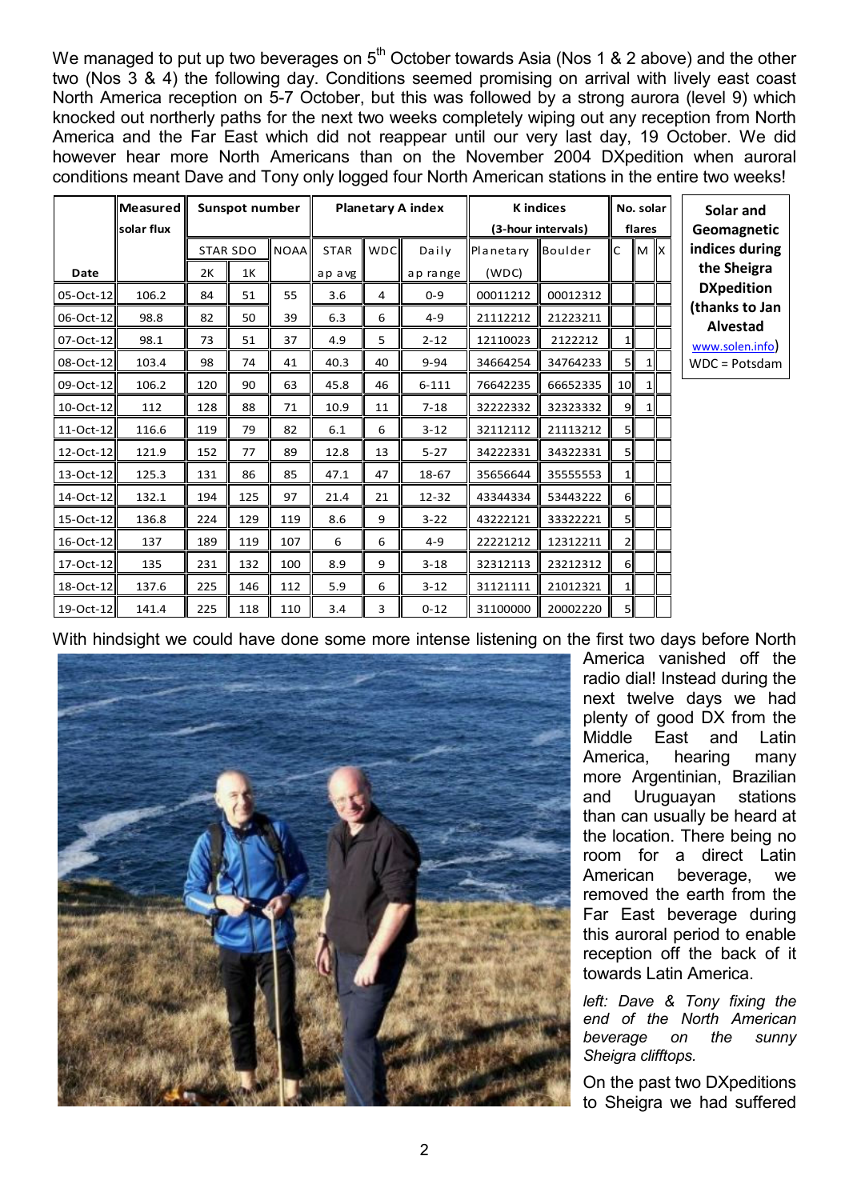We managed to put up two beverages on 5th October towards Asia (Nos 1 & 2 above) and the other two (Nos 3 & 4) the following day. Conditions seemed promising on arrival with lively east coast North America reception on 5-7 October, but this was followed by a strong aurora (level 9) which knocked out northerly paths for the next two weeks completely wiping out any reception from North America and the Far East which did not reappear until our very last day, 19 October. We did however hear more North Americans than on the November 2004 DXpedition when auroral conditions meant Dave and Tony only logged four North American stations in the entire two weeks!

| Date | Measured solar flux | Sunspot number | | | Planetary A index | | | K indices (3-hour intervals) | | No. solar flares | | |
|---|---|---|---|---|---|---|---|---|---|---|---|---|
| | | STAR SDO 2K | STAR SDO 1K | NOAA | STAR ap avg | WDC | Daily ap range | Planetary (WDC) | Boulder | C | M | X |
| 05-Oct-12 | 106.2 | 84 | 51 | 55 | 3.6 | 4 | 0-9 | 00011212 | 00012312 | | | |
| 06-Oct-12 | 98.8 | 82 | 50 | 39 | 6.3 | 6 | 4-9 | 21112212 | 21223211 | | | |
| 07-Oct-12 | 98.1 | 73 | 51 | 37 | 4.9 | 5 | 2-12 | 12110023 | 2122212 | 1 | | |
| 08-Oct-12 | 103.4 | 98 | 74 | 41 | 40.3 | 40 | 9-94 | 34664254 | 34764233 | 5 | 1 | |
| 09-Oct-12 | 106.2 | 120 | 90 | 63 | 45.8 | 46 | 6-111 | 76642235 | 66652335 | 10 | 1 | |
| 10-Oct-12 | 112 | 128 | 88 | 71 | 10.9 | 11 | 7-18 | 32222332 | 32323332 | 9 | 1 | |
| 11-Oct-12 | 116.6 | 119 | 79 | 82 | 6.1 | 6 | 3-12 | 32112112 | 21113212 | 5 | | |
| 12-Oct-12 | 121.9 | 152 | 77 | 89 | 12.8 | 13 | 5-27 | 34222331 | 34322331 | 5 | | |
| 13-Oct-12 | 125.3 | 131 | 86 | 85 | 47.1 | 47 | 18-67 | 35656644 | 35555553 | 1 | | |
| 14-Oct-12 | 132.1 | 194 | 125 | 97 | 21.4 | 21 | 12-32 | 43344334 | 53443222 | 6 | | |
| 15-Oct-12 | 136.8 | 224 | 129 | 119 | 8.6 | 9 | 3-22 | 43222121 | 33322221 | 5 | | |
| 16-Oct-12 | 137 | 189 | 119 | 107 | 6 | 6 | 4-9 | 22221212 | 12312211 | 2 | | |
| 17-Oct-12 | 135 | 231 | 132 | 100 | 8.9 | 9 | 3-18 | 32312113 | 23212312 | 6 | | |
| 18-Oct-12 | 137.6 | 225 | 146 | 112 | 5.9 | 6 | 3-12 | 31121111 | 21012321 | 1 | | |
| 19-Oct-12 | 141.4 | 225 | 118 | 110 | 3.4 | 3 | 0-12 | 31100000 | 20002220 | 5 | | |

**Solar and Geomagnetic indices during the Sheigra DXpedition (thanks to Jan Alvestad www.solen.info)**
WDC = Potsdam

With hindsight we could have done some more intense listening on the first two days before North America vanished off the radio dial! Instead during the next twelve days we had plenty of good DX from the Middle East and Latin America, hearing many more Argentinian, Brazilian and Uruguayan stations than can usually be heard at the location. There being no room for a direct Latin American beverage, we removed the earth from the Far East beverage during this auroral period to enable reception off the back of it towards Latin America.

*left: Dave & Tony fixing the end of the North American beverage on the sunny Sheigra clifftops.*

On the past two DXpeditions to Sheigra we had suffered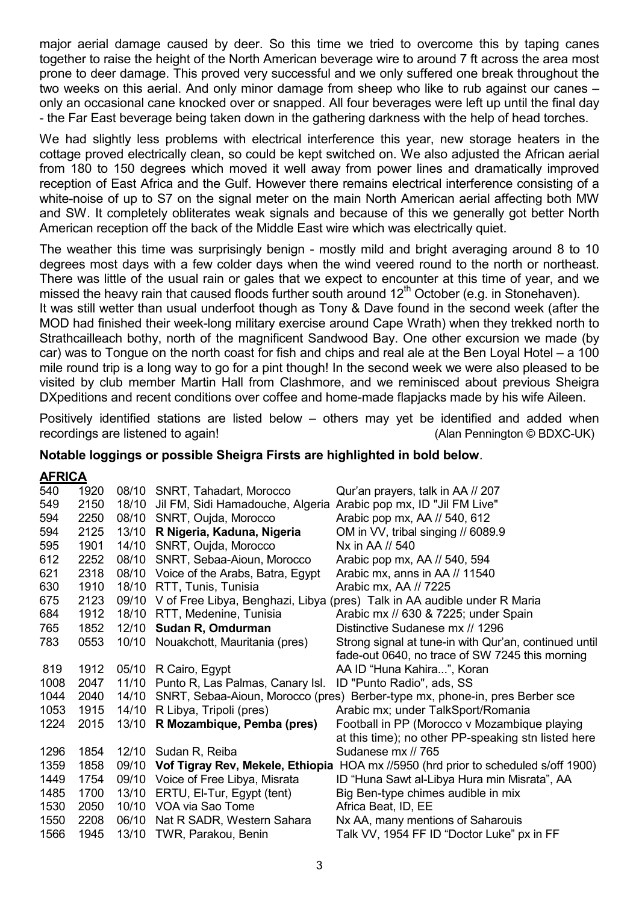major aerial damage caused by deer. So this time we tried to overcome this by taping canes together to raise the height of the North American beverage wire to around 7 ft across the area most prone to deer damage. This proved very successful and we only suffered one break throughout the two weeks on this aerial. And only minor damage from sheep who like to rub against our canes – only an occasional cane knocked over or snapped. All four beverages were left up until the final day - the Far East beverage being taken down in the gathering darkness with the help of head torches.

We had slightly less problems with electrical interference this year, new storage heaters in the cottage proved electrically clean, so could be kept switched on. We also adjusted the African aerial from 180 to 150 degrees which moved it well away from power lines and dramatically improved reception of East Africa and the Gulf. However there remains electrical interference consisting of a white-noise of up to S7 on the signal meter on the main North American aerial affecting both MW and SW. It completely obliterates weak signals and because of this we generally got better North American reception off the back of the Middle East wire which was electrically quiet.

The weather this time was surprisingly benign - mostly mild and bright averaging around 8 to 10 degrees most days with a few colder days when the wind veered round to the north or northeast. There was little of the usual rain or gales that we expect to encounter at this time of year, and we missed the heavy rain that caused floods further south around 12th October (e.g. in Stonehaven).
It was still wetter than usual underfoot though as Tony & Dave found in the second week (after the MOD had finished their week-long military exercise around Cape Wrath) when they trekked north to Strathcailleach bothy, north of the magnificent Sandwood Bay. One other excursion we made (by car) was to Tongue on the north coast for fish and chips and real ale at the Ben Loyal Hotel – a 100 mile round trip is a long way to go for a pint though! In the second week we were also pleased to be visited by club member Martin Hall from Clashmore, and we reminisced about previous Sheigra DXpeditions and recent conditions over coffee and home-made flapjacks made by his wife Aileen.

Positively identified stations are listed below – others may yet be identified and added when recordings are listened to again! (Alan Pennington © BDXC-UK)

**Notable loggings or possible Sheigra Firsts are highlighted in bold below**.

**AFRICA**

| | | | | |
|---|---|---|---|---|
| 540 | 1920 | 08/10 | SNRT, Tahadart, Morocco | Qur'an prayers, talk in AA // 207 |
| 549 | 2150 | 18/10 | Jil FM, Sidi Hamadouche, Algeria | Arabic pop mx, ID "Jil FM Live" |
| 594 | 2250 | 08/10 | SNRT, Oujda, Morocco | Arabic pop mx, AA // 540, 612 |
| 594 | 2125 | 13/10 | **R Nigeria, Kaduna, Nigeria** | OM in VV, tribal singing // 6089.9 |
| 595 | 1901 | 14/10 | SNRT, Oujda, Morocco | Nx in AA // 540 |
| 612 | 2252 | 08/10 | SNRT, Sebaa-Aioun, Morocco | Arabic pop mx, AA // 540, 594 |
| 621 | 2318 | 08/10 | Voice of the Arabs, Batra, Egypt | Arabic mx, anns in AA // 11540 |
| 630 | 1910 | 18/10 | RTT, Tunis, Tunisia | Arabic mx, AA // 7225 |
| 675 | 2123 | 09/10 | V of Free Libya, Benghazi, Libya (pres) | Talk in AA audible under R Maria |
| 684 | 1912 | 18/10 | RTT, Medenine, Tunisia | Arabic mx // 630 & 7225; under Spain |
| 765 | 1852 | 12/10 | **Sudan R, Omdurman** | Distinctive Sudanese mx // 1296 |
| 783 | 0553 | 10/10 | Nouakchott, Mauritania (pres) | Strong signal at tune-in with Qur'an, continued until fade-out 0640, no trace of SW 7245 this morning |
| 819 | 1912 | 05/10 | R Cairo, Egypt | AA ID "Huna Kahira...", Koran |
| 1008 | 2047 | 11/10 | Punto R, Las Palmas, Canary Isl. | ID "Punto Radio", ads, SS |
| 1044 | 2040 | 14/10 | SNRT, Sebaa-Aioun, Morocco (pres) | Berber-type mx, phone-in, pres Berber sce |
| 1053 | 1915 | 14/10 | R Libya, Tripoli (pres) | Arabic mx; under TalkSport/Romania |
| 1224 | 2015 | 13/10 | **R Mozambique, Pemba (pres)** | Football in PP (Morocco v Mozambique playing at this time); no other PP-speaking stn listed here |
| 1296 | 1854 | 12/10 | Sudan R, Reiba | Sudanese mx // 765 |
| 1359 | 1858 | 09/10 | **Vof Tigray Rev, Mekele, Ethiopia** | HOA mx //5950 (hrd prior to scheduled s/off 1900) |
| 1449 | 1754 | 09/10 | Voice of Free Libya, Misrata | ID "Huna Sawt al-Libya Hura min Misrata", AA |
| 1485 | 1700 | 13/10 | ERTU, El-Tur, Egypt (tent) | Big Ben-type chimes audible in mix |
| 1530 | 2050 | 10/10 | VOA via Sao Tome | Africa Beat, ID, EE |
| 1550 | 2208 | 06/10 | Nat R SADR, Western Sahara | Nx AA, many mentions of Saharouis |
| 1566 | 1945 | 13/10 | TWR, Parakou, Benin | Talk VV, 1954 FF ID "Doctor Luke" px in FF |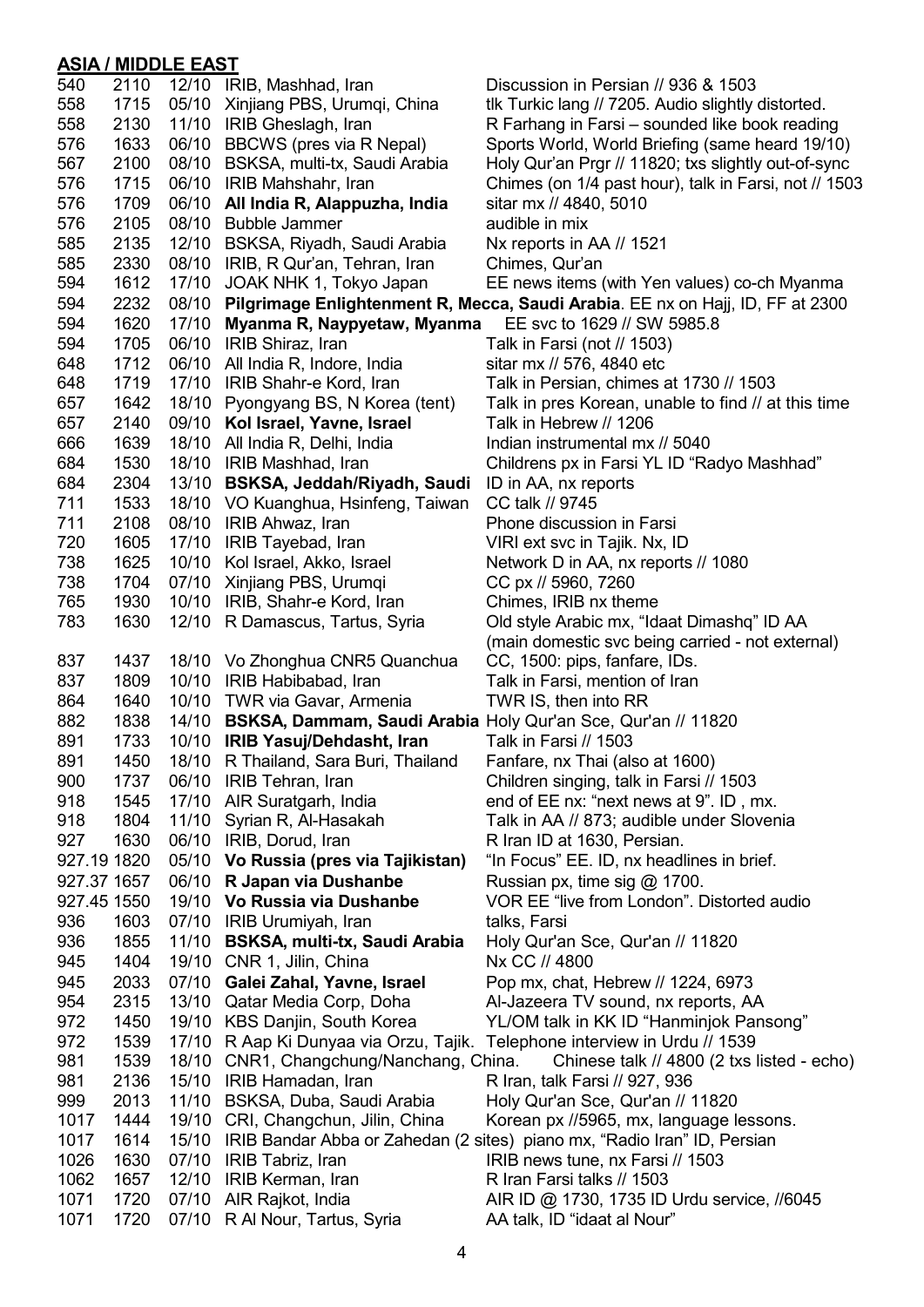## ASIA / MIDDLE EAST

| Freq | UTC | Date | Station | Details |
|---|---|---|---|---|
| 540 | 2110 | 12/10 | IRIB, Mashhad, Iran | Discussion in Persian // 936 & 1503 |
| 558 | 1715 | 05/10 | Xinjiang PBS, Urumqi, China | tlk Turkic lang // 7205. Audio slightly distorted. |
| 558 | 2130 | 11/10 | IRIB Gheslagh, Iran | R Farhang in Farsi – sounded like book reading |
| 576 | 1633 | 06/10 | BBCWS (pres via R Nepal) | Sports World, World Briefing (same heard 19/10) |
| 567 | 2100 | 08/10 | BSKSA, multi-tx, Saudi Arabia | Holy Qur'an Prgr // 11820; txs slightly out-of-sync |
| 576 | 1715 | 06/10 | IRIB Mahshahr, Iran | Chimes (on 1/4 past hour), talk in Farsi, not // 1503 |
| 576 | 1709 | 06/10 | **All India R, Alappuzha, India** | sitar mx // 4840, 5010 |
| 576 | 2105 | 08/10 | Bubble Jammer | audible in mix |
| 585 | 2135 | 12/10 | BSKSA, Riyadh, Saudi Arabia | Nx reports in AA // 1521 |
| 585 | 2330 | 08/10 | IRIB, R Qur'an, Tehran, Iran | Chimes, Qur'an |
| 594 | 1612 | 17/10 | JOAK NHK 1, Tokyo Japan | EE news items (with Yen values) co-ch Myanma |
| 594 | 2232 | 08/10 | **Pilgrimage Enlightenment R, Mecca, Saudi Arabia**. EE nx on Hajj, ID, FF at 2300 | |
| 594 | 1620 | 17/10 | **Myanma R, Naypyetaw, Myanma** | EE svc to 1629 // SW 5985.8 |
| 594 | 1705 | 06/10 | IRIB Shiraz, Iran | Talk in Farsi (not // 1503) |
| 648 | 1712 | 06/10 | All India R, Indore, India | sitar mx // 576, 4840 etc |
| 648 | 1719 | 17/10 | IRIB Shahr-e Kord, Iran | Talk in Persian, chimes at 1730 // 1503 |
| 657 | 1642 | 18/10 | Pyongyang BS, N Korea (tent) | Talk in pres Korean, unable to find // at this time |
| 657 | 2140 | 09/10 | **Kol Israel, Yavne, Israel** | Talk in Hebrew // 1206 |
| 666 | 1639 | 18/10 | All India R, Delhi, India | Indian instrumental mx // 5040 |
| 684 | 1530 | 18/10 | IRIB Mashhad, Iran | Childrens px in Farsi YL ID "Radyo Mashhad" |
| 684 | 2304 | 13/10 | **BSKSA, Jeddah/Riyadh, Saudi** | ID in AA, nx reports |
| 711 | 1533 | 18/10 | VO Kuanghua, Hsinfeng, Taiwan | CC talk // 9745 |
| 711 | 2108 | 08/10 | IRIB Ahwaz, Iran | Phone discussion in Farsi |
| 720 | 1605 | 17/10 | IRIB Tayebad, Iran | VIRI ext svc in Tajik. Nx, ID |
| 738 | 1625 | 10/10 | Kol Israel, Akko, Israel | Network D in AA, nx reports // 1080 |
| 738 | 1704 | 07/10 | Xinjiang PBS, Urumqi | CC px // 5960, 7260 |
| 765 | 1930 | 10/10 | IRIB, Shahr-e Kord, Iran | Chimes, IRIB nx theme |
| 783 | 1630 | 12/10 | R Damascus, Tartus, Syria | Old style Arabic mx, "Idaat Dimashq" ID AA (main domestic svc being carried - not external) |
| 837 | 1437 | 18/10 | Vo Zhonghua CNR5 Quanchua | CC, 1500: pips, fanfare, IDs. |
| 837 | 1809 | 10/10 | IRIB Habibabad, Iran | Talk in Farsi, mention of Iran |
| 864 | 1640 | 10/10 | TWR via Gavar, Armenia | TWR IS, then into RR |
| 882 | 1838 | 14/10 | **BSKSA, Dammam, Saudi Arabia** | Holy Qur'an Sce, Qur'an // 11820 |
| 891 | 1733 | 10/10 | **IRIB Yasuj/Dehdasht, Iran** | Talk in Farsi // 1503 |
| 891 | 1450 | 18/10 | R Thailand, Sara Buri, Thailand | Fanfare, nx Thai (also at 1600) |
| 900 | 1737 | 06/10 | IRIB Tehran, Iran | Children singing, talk in Farsi // 1503 |
| 918 | 1545 | 17/10 | AIR Suratgarh, India | end of EE nx: "next news at 9". ID , mx. |
| 918 | 1804 | 11/10 | Syrian R, Al-Hasakah | Talk in AA // 873; audible under Slovenia |
| 927 | 1630 | 06/10 | IRIB, Dorud, Iran | R Iran ID at 1630, Persian. |
| 927.19 | 1820 | 05/10 | **Vo Russia (pres via Tajikistan)** | "In Focus" EE. ID, nx headlines in brief. |
| 927.37 | 1657 | 06/10 | **R Japan via Dushanbe** | Russian px, time sig @ 1700. |
| 927.45 | 1550 | 19/10 | **Vo Russia via Dushanbe** | VOR EE "live from London". Distorted audio |
| 936 | 1603 | 07/10 | IRIB Urumiyah, Iran | talks, Farsi |
| 936 | 1855 | 11/10 | **BSKSA, multi-tx, Saudi Arabia** | Holy Qur'an Sce, Qur'an // 11820 |
| 945 | 1404 | 19/10 | CNR 1, Jilin, China | Nx CC // 4800 |
| 945 | 2033 | 07/10 | **Galei Zahal, Yavne, Israel** | Pop mx, chat, Hebrew // 1224, 6973 |
| 954 | 2315 | 13/10 | Qatar Media Corp, Doha | Al-Jazeera TV sound, nx reports, AA |
| 972 | 1450 | 19/10 | KBS Danjin, South Korea | YL/OM talk in KK ID "Hanminjok Pansong" |
| 972 | 1539 | 17/10 | R Aap Ki Dunyaa via Orzu, Tajik. | Telephone interview in Urdu // 1539 |
| 981 | 1539 | 18/10 | CNR1, Changchung/Nanchang, China. | Chinese talk // 4800 (2 txs listed - echo) |
| 981 | 2136 | 15/10 | IRIB Hamadan, Iran | R Iran, talk Farsi // 927, 936 |
| 999 | 2013 | 11/10 | BSKSA, Duba, Saudi Arabia | Holy Qur'an Sce, Qur'an // 11820 |
| 1017 | 1444 | 19/10 | CRI, Changchun, Jilin, China | Korean px //5965, mx, language lessons. |
| 1017 | 1614 | 15/10 | IRIB Bandar Abba or Zahedan (2 sites) | piano mx, "Radio Iran" ID, Persian |
| 1026 | 1630 | 07/10 | IRIB Tabriz, Iran | IRIB news tune, nx Farsi // 1503 |
| 1062 | 1657 | 12/10 | IRIB Kerman, Iran | R Iran Farsi talks // 1503 |
| 1071 | 1720 | 07/10 | AIR Rajkot, India | AIR ID @ 1730, 1735 ID Urdu service, //6045 |
| 1071 | 1720 | 07/10 | R Al Nour, Tartus, Syria | AA talk, ID "idaat al Nour" |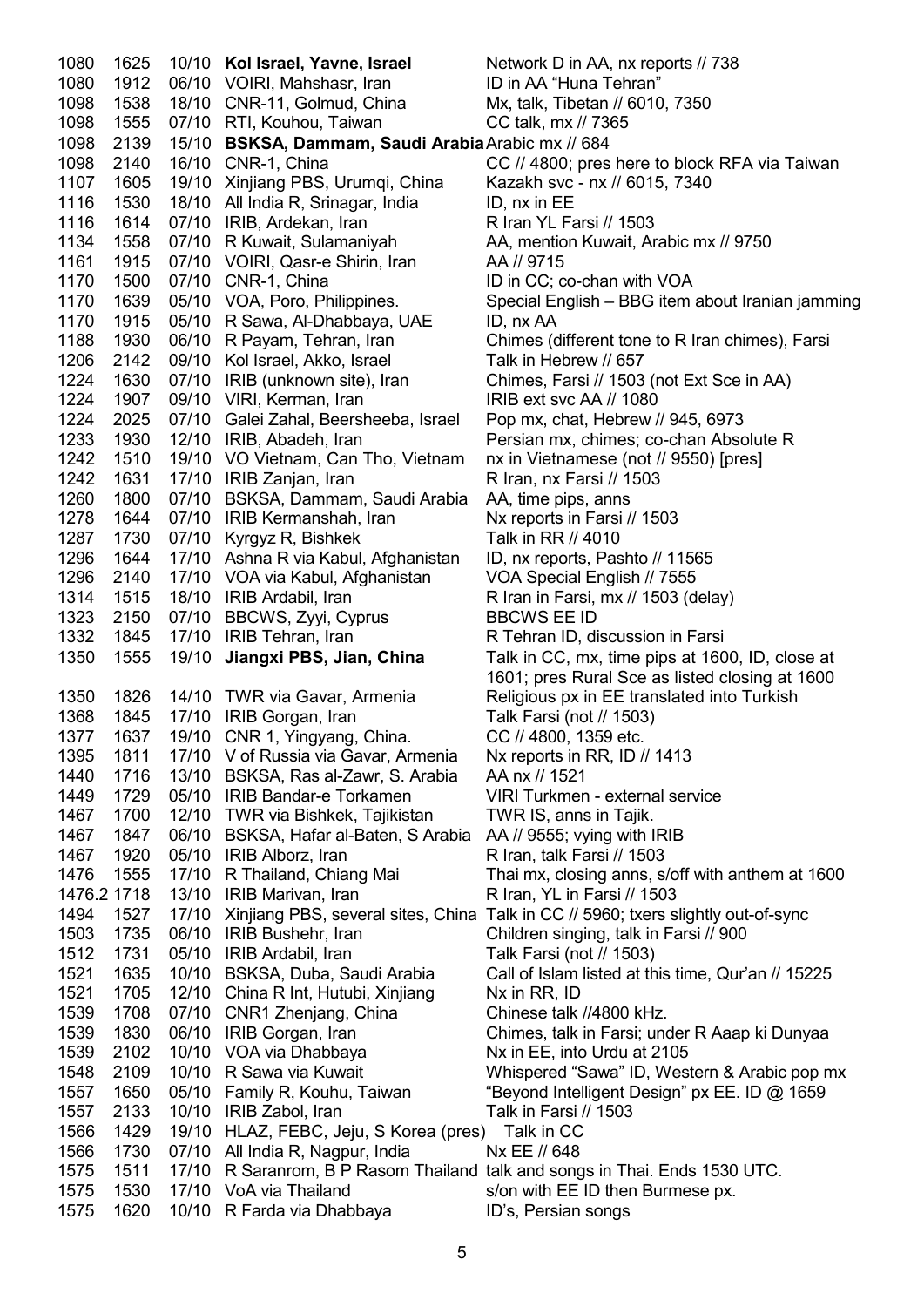| | | | | |
|---|---|---|---|---|
| 1080 | 1625 | 10/10 | **Kol Israel, Yavne, Israel** | Network D in AA, nx reports // 738 |
| 1080 | 1912 | 06/10 | VOIRI, Mahshasr, Iran | ID in AA "Huna Tehran" |
| 1098 | 1538 | 18/10 | CNR-11, Golmud, China | Mx, talk, Tibetan // 6010, 7350 |
| 1098 | 1555 | 07/10 | RTI, Kouhou, Taiwan | CC talk, mx // 7365 |
| 1098 | 2139 | 15/10 | **BSKSA, Dammam, Saudi Arabia** | Arabic mx // 684 |
| 1098 | 2140 | 16/10 | CNR-1, China | CC // 4800; pres here to block RFA via Taiwan |
| 1107 | 1605 | 19/10 | Xinjiang PBS, Urumqi, China | Kazakh svc - nx // 6015, 7340 |
| 1116 | 1530 | 18/10 | All India R, Srinagar, India | ID, nx in EE |
| 1116 | 1614 | 07/10 | IRIB, Ardekan, Iran | R Iran YL Farsi // 1503 |
| 1134 | 1558 | 07/10 | R Kuwait, Sulamaniyah | AA, mention Kuwait, Arabic mx // 9750 |
| 1161 | 1915 | 07/10 | VOIRI, Qasr-e Shirin, Iran | AA // 9715 |
| 1170 | 1500 | 07/10 | CNR-1, China | ID in CC; co-chan with VOA |
| 1170 | 1639 | 05/10 | VOA, Poro, Philippines. | Special English – BBG item about Iranian jamming |
| 1170 | 1915 | 05/10 | R Sawa, Al-Dhabbaya, UAE | ID, nx AA |
| 1188 | 1930 | 06/10 | R Payam, Tehran, Iran | Chimes (different tone to R Iran chimes), Farsi |
| 1206 | 2142 | 09/10 | Kol Israel, Akko, Israel | Talk in Hebrew // 657 |
| 1224 | 1630 | 07/10 | IRIB (unknown site), Iran | Chimes, Farsi // 1503 (not Ext Sce in AA) |
| 1224 | 1907 | 09/10 | VIRI, Kerman, Iran | IRIB ext svc AA // 1080 |
| 1224 | 2025 | 07/10 | Galei Zahal, Beersheeba, Israel | Pop mx, chat, Hebrew // 945, 6973 |
| 1233 | 1930 | 12/10 | IRIB, Abadeh, Iran | Persian mx, chimes; co-chan Absolute R |
| 1242 | 1510 | 19/10 | VO Vietnam, Can Tho, Vietnam | nx in Vietnamese (not // 9550) [pres] |
| 1242 | 1631 | 17/10 | IRIB Zanjan, Iran | R Iran, nx Farsi // 1503 |
| 1260 | 1800 | 07/10 | BSKSA, Dammam, Saudi Arabia | AA, time pips, anns |
| 1278 | 1644 | 07/10 | IRIB Kermanshah, Iran | Nx reports in Farsi // 1503 |
| 1287 | 1730 | 07/10 | Kyrgyz R, Bishkek | Talk in RR // 4010 |
| 1296 | 1644 | 17/10 | Ashna R via Kabul, Afghanistan | ID, nx reports, Pashto // 11565 |
| 1296 | 2140 | 17/10 | VOA via Kabul, Afghanistan | VOA Special English // 7555 |
| 1314 | 1515 | 18/10 | IRIB Ardabil, Iran | R Iran in Farsi, mx // 1503 (delay) |
| 1323 | 2150 | 07/10 | BBCWS, Zyyi, Cyprus | BBCWS EE ID |
| 1332 | 1845 | 17/10 | IRIB Tehran, Iran | R Tehran ID, discussion in Farsi |
| 1350 | 1555 | 19/10 | **Jiangxi PBS, Jian, China** | Talk in CC, mx, time pips at 1600, ID, close at 1601; pres Rural Sce as listed closing at 1600 |
| 1350 | 1826 | 14/10 | TWR via Gavar, Armenia | Religious px in EE translated into Turkish |
| 1368 | 1845 | 17/10 | IRIB Gorgan, Iran | Talk Farsi (not // 1503) |
| 1377 | 1637 | 19/10 | CNR 1, Yingyang, China. | CC // 4800, 1359 etc. |
| 1395 | 1811 | 17/10 | V of Russia via Gavar, Armenia | Nx reports in RR, ID // 1413 |
| 1440 | 1716 | 13/10 | BSKSA, Ras al-Zawr, S. Arabia | AA nx // 1521 |
| 1449 | 1729 | 05/10 | IRIB Bandar-e Torkamen | VIRI Turkmen - external service |
| 1467 | 1700 | 12/10 | TWR via Bishkek, Tajikistan | TWR IS, anns in Tajik. |
| 1467 | 1847 | 06/10 | BSKSA, Hafar al-Baten, S Arabia | AA // 9555; vying with IRIB |
| 1467 | 1920 | 05/10 | IRIB Alborz, Iran | R Iran, talk Farsi // 1503 |
| 1476 | 1555 | 17/10 | R Thailand, Chiang Mai | Thai mx, closing anns, s/off with anthem at 1600 |
| 1476.2 | 1718 | 13/10 | IRIB Marivan, Iran | R Iran, YL in Farsi // 1503 |
| 1494 | 1527 | 17/10 | Xinjiang PBS, several sites, China | Talk in CC // 5960; txers slightly out-of-sync |
| 1503 | 1735 | 06/10 | IRIB Bushehr, Iran | Children singing, talk in Farsi // 900 |
| 1512 | 1731 | 05/10 | IRIB Ardabil, Iran | Talk Farsi (not // 1503) |
| 1521 | 1635 | 10/10 | BSKSA, Duba, Saudi Arabia | Call of Islam listed at this time, Qur'an // 15225 |
| 1521 | 1705 | 12/10 | China R Int, Hutubi, Xinjiang | Nx in RR, ID |
| 1539 | 1708 | 07/10 | CNR1 Zhenjang, China | Chinese talk //4800 kHz. |
| 1539 | 1830 | 06/10 | IRIB Gorgan, Iran | Chimes, talk in Farsi; under R Aaap ki Dunyaa |
| 1539 | 2102 | 10/10 | VOA via Dhabbaya | Nx in EE, into Urdu at 2105 |
| 1548 | 2109 | 10/10 | R Sawa via Kuwait | Whispered "Sawa" ID, Western & Arabic pop mx |
| 1557 | 1650 | 05/10 | Family R, Kouhu, Taiwan | "Beyond Intelligent Design" px EE. ID @ 1659 |
| 1557 | 2133 | 10/10 | IRIB Zabol, Iran | Talk in Farsi // 1503 |
| 1566 | 1429 | 19/10 | HLAZ, FEBC, Jeju, S Korea (pres) | Talk in CC |
| 1566 | 1730 | 07/10 | All India R, Nagpur, India | Nx EE // 648 |
| 1575 | 1511 | 17/10 | R Saranrom, B P Rasom Thailand | talk and songs in Thai. Ends 1530 UTC. |
| 1575 | 1530 | 17/10 | VoA via Thailand | s/on with EE ID then Burmese px. |
| 1575 | 1620 | 10/10 | R Farda via Dhabbaya | ID's, Persian songs |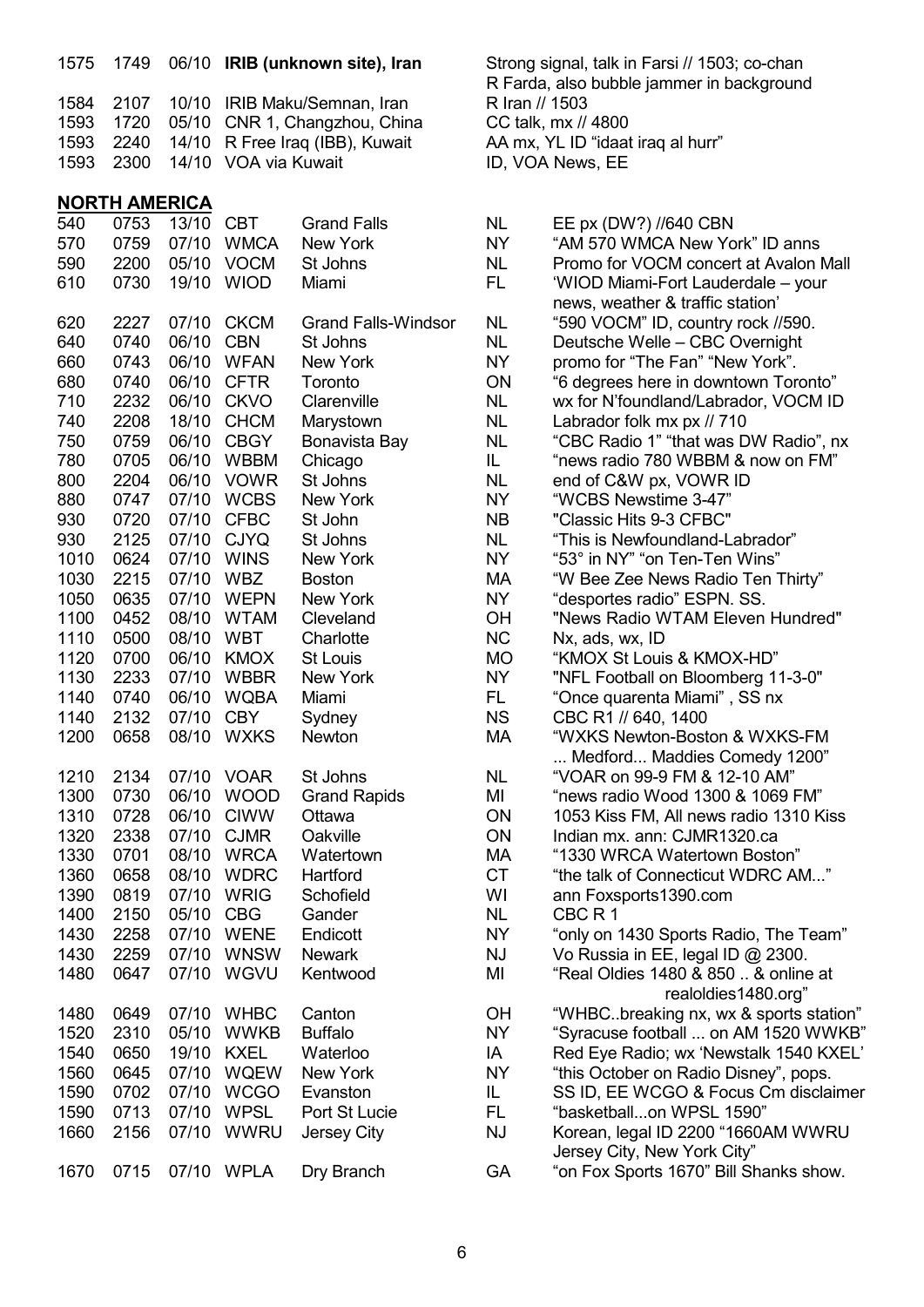| | | | | |
|---|---|---|---|---|
| 1575 | 1749 | 06/10 | **IRIB (unknown site), Iran** | Strong signal, talk in Farsi // 1503; co-chan R Farda, also bubble jammer in background |
| 1584 | 2107 | 10/10 | IRIB Maku/Semnan, Iran | R Iran // 1503 |
| 1593 | 1720 | 05/10 | CNR 1, Changzhou, China | CC talk, mx // 4800 |
| 1593 | 2240 | 14/10 | R Free Iraq (IBB), Kuwait | AA mx, YL ID "idaat iraq al hurr" |
| 1593 | 2300 | 14/10 | VOA via Kuwait | ID, VOA News, EE |

## NORTH AMERICA

| | | | | | | |
|---|---|---|---|---|---|---|
| 540 | 0753 | 13/10 | CBT | Grand Falls | NL | EE px (DW?) //640 CBN |
| 570 | 0759 | 07/10 | WMCA | New York | NY | "AM 570 WMCA New York" ID anns |
| 590 | 2200 | 05/10 | VOCM | St Johns | NL | Promo for VOCM concert at Avalon Mall |
| 610 | 0730 | 19/10 | WIOD | Miami | FL | 'WIOD Miami-Fort Lauderdale – your news, weather & traffic station' |
| 620 | 2227 | 07/10 | CKCM | Grand Falls-Windsor | NL | "590 VOCM" ID, country rock //590. |
| 640 | 0740 | 06/10 | CBN | St Johns | NL | Deutsche Welle – CBC Overnight |
| 660 | 0743 | 06/10 | WFAN | New York | NY | promo for "The Fan" "New York". |
| 680 | 0740 | 06/10 | CFTR | Toronto | ON | "6 degrees here in downtown Toronto" |
| 710 | 2232 | 06/10 | CKVO | Clarenville | NL | wx for N'foundland/Labrador, VOCM ID |
| 740 | 2208 | 18/10 | CHCM | Marystown | NL | Labrador folk mx px // 710 |
| 750 | 0759 | 06/10 | CBGY | Bonavista Bay | NL | "CBC Radio 1" "that was DW Radio", nx |
| 780 | 0705 | 06/10 | WBBM | Chicago | IL | "news radio 780 WBBM & now on FM" |
| 800 | 2204 | 06/10 | VOWR | St Johns | NL | end of C&W px, VOWR ID |
| 880 | 0747 | 07/10 | WCBS | New York | NY | "WCBS Newstime 3-47" |
| 930 | 0720 | 07/10 | CFBC | St John | NB | "Classic Hits 9-3 CFBC" |
| 930 | 2125 | 07/10 | CJYQ | St Johns | NL | "This is Newfoundland-Labrador" |
| 1010 | 0624 | 07/10 | WINS | New York | NY | "53° in NY" "on Ten-Ten Wins" |
| 1030 | 2215 | 07/10 | WBZ | Boston | MA | "W Bee Zee News Radio Ten Thirty" |
| 1050 | 0635 | 07/10 | WEPN | New York | NY | "desportes radio" ESPN. SS. |
| 1100 | 0452 | 08/10 | WTAM | Cleveland | OH | "News Radio WTAM Eleven Hundred" |
| 1110 | 0500 | 08/10 | WBT | Charlotte | NC | Nx, ads, wx, ID |
| 1120 | 0700 | 06/10 | KMOX | St Louis | MO | "KMOX St Louis & KMOX-HD" |
| 1130 | 2233 | 07/10 | WBBR | New York | NY | "NFL Football on Bloomberg 11-3-0" |
| 1140 | 0740 | 06/10 | WQBA | Miami | FL | "Once quarenta Miami" , SS nx |
| 1140 | 2132 | 07/10 | CBY | Sydney | NS | CBC R1 // 640, 1400 |
| 1200 | 0658 | 08/10 | WXKS | Newton | MA | "WXKS Newton-Boston & WXKS-FM ... Medford... Maddies Comedy 1200" |
| 1210 | 2134 | 07/10 | VOAR | St Johns | NL | "VOAR on 99-9 FM & 12-10 AM" |
| 1300 | 0730 | 06/10 | WOOD | Grand Rapids | MI | "news radio Wood 1300 & 1069 FM" |
| 1310 | 0728 | 06/10 | CIWW | Ottawa | ON | 1053 Kiss FM, All news radio 1310 Kiss |
| 1320 | 2338 | 07/10 | CJMR | Oakville | ON | Indian mx. ann: CJMR1320.ca |
| 1330 | 0701 | 08/10 | WRCA | Watertown | MA | "1330 WRCA Watertown Boston" |
| 1360 | 0658 | 08/10 | WDRC | Hartford | CT | "the talk of Connecticut WDRC AM..." |
| 1390 | 0819 | 07/10 | WRIG | Schofield | WI | ann Foxsports1390.com |
| 1400 | 2150 | 05/10 | CBG | Gander | NL | CBC R 1 |
| 1430 | 2258 | 07/10 | WENE | Endicott | NY | "only on 1430 Sports Radio, The Team" |
| 1430 | 2259 | 07/10 | WNSW | Newark | NJ | Vo Russia in EE, legal ID @ 2300. |
| 1480 | 0647 | 07/10 | WGVU | Kentwood | MI | "Real Oldies 1480 & 850 .. & online at realoldies1480.org" |
| 1480 | 0649 | 07/10 | WHBC | Canton | OH | "WHBC..breaking nx, wx & sports station" |
| 1520 | 2310 | 05/10 | WWKB | Buffalo | NY | "Syracuse football ... on AM 1520 WWKB" |
| 1540 | 0650 | 19/10 | KXEL | Waterloo | IA | Red Eye Radio; wx 'Newstalk 1540 KXEL' |
| 1560 | 0645 | 07/10 | WQEW | New York | NY | "this October on Radio Disney", pops. |
| 1590 | 0702 | 07/10 | WCGO | Evanston | IL | SS ID, EE WCGO & Focus Cm disclaimer |
| 1590 | 0713 | 07/10 | WPSL | Port St Lucie | FL | "basketball...on WPSL 1590" |
| 1660 | 2156 | 07/10 | WWRU | Jersey City | NJ | Korean, legal ID 2200 "1660AM WWRU Jersey City, New York City" |
| 1670 | 0715 | 07/10 | WPLA | Dry Branch | GA | "on Fox Sports 1670" Bill Shanks show. |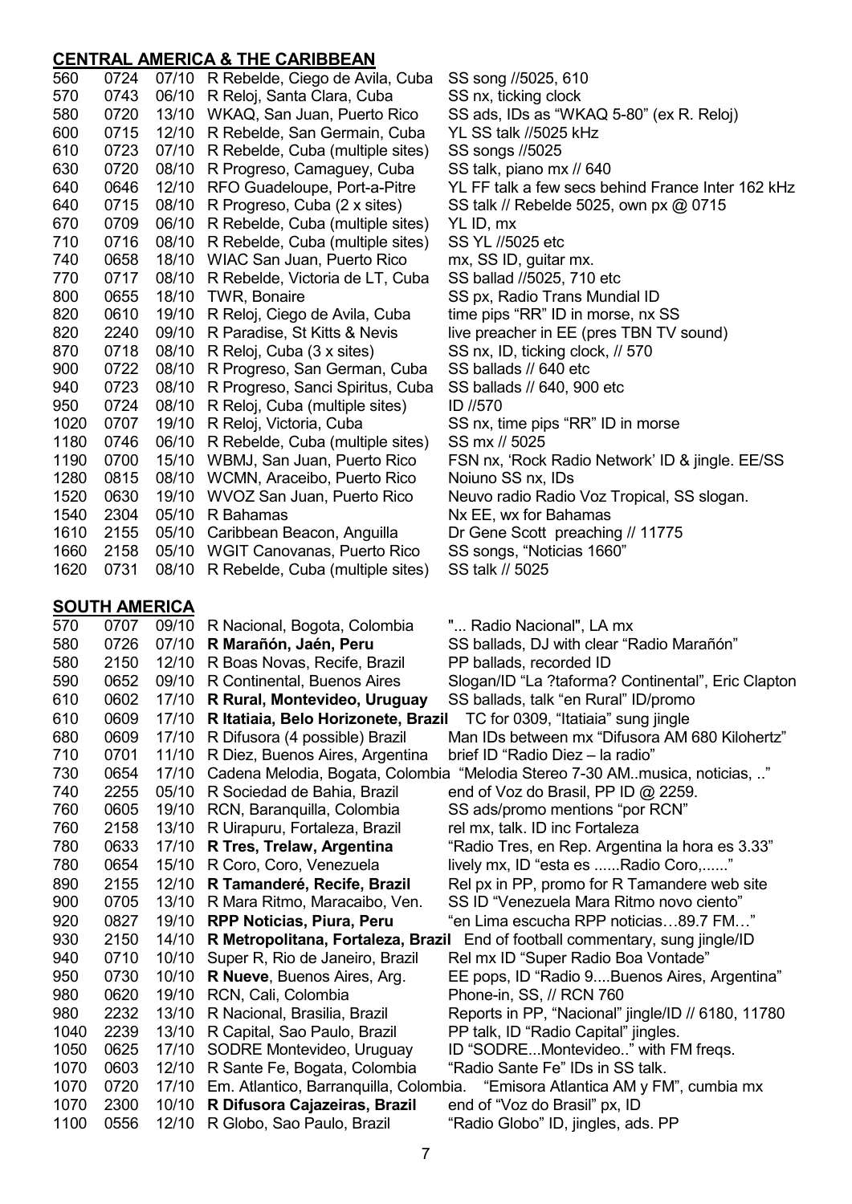## CENTRAL AMERICA & THE CARIBBEAN

| | | | | |
|---|---|---|---|---|
| 560 | 0724 | 07/10 | R Rebelde, Ciego de Avila, Cuba | SS song //5025, 610 |
| 570 | 0743 | 06/10 | R Reloj, Santa Clara, Cuba | SS nx, ticking clock |
| 580 | 0720 | 13/10 | WKAQ, San Juan, Puerto Rico | SS ads, IDs as "WKAQ 5-80" (ex R. Reloj) |
| 600 | 0715 | 12/10 | R Rebelde, San Germain, Cuba | YL SS talk //5025 kHz |
| 610 | 0723 | 07/10 | R Rebelde, Cuba (multiple sites) | SS songs //5025 |
| 630 | 0720 | 08/10 | R Progreso, Camaguey, Cuba | SS talk, piano mx // 640 |
| 640 | 0646 | 12/10 | RFO Guadeloupe, Port-a-Pitre | YL FF talk a few secs behind France Inter 162 kHz |
| 640 | 0715 | 08/10 | R Progreso, Cuba (2 x sites) | SS talk // Rebelde 5025, own px @ 0715 |
| 670 | 0709 | 06/10 | R Rebelde, Cuba (multiple sites) | YL ID, mx |
| 710 | 0716 | 08/10 | R Rebelde, Cuba (multiple sites) | SS YL //5025 etc |
| 740 | 0658 | 18/10 | WIAC San Juan, Puerto Rico | mx, SS ID, guitar mx. |
| 770 | 0717 | 08/10 | R Rebelde, Victoria de LT, Cuba | SS ballad //5025, 710 etc |
| 800 | 0655 | 18/10 | TWR, Bonaire | SS px, Radio Trans Mundial ID |
| 820 | 0610 | 19/10 | R Reloj, Ciego de Avila, Cuba | time pips "RR" ID in morse, nx SS |
| 820 | 2240 | 09/10 | R Paradise, St Kitts & Nevis | live preacher in EE (pres TBN TV sound) |
| 870 | 0718 | 08/10 | R Reloj, Cuba (3 x sites) | SS nx, ID, ticking clock, // 570 |
| 900 | 0722 | 08/10 | R Progreso, San German, Cuba | SS ballads // 640 etc |
| 940 | 0723 | 08/10 | R Progreso, Sanci Spiritus, Cuba | SS ballads // 640, 900 etc |
| 950 | 0724 | 08/10 | R Reloj, Cuba (multiple sites) | ID //570 |
| 1020 | 0707 | 19/10 | R Reloj, Victoria, Cuba | SS nx, time pips "RR" ID in morse |
| 1180 | 0746 | 06/10 | R Rebelde, Cuba (multiple sites) | SS mx // 5025 |
| 1190 | 0700 | 15/10 | WBMJ, San Juan, Puerto Rico | FSN nx, 'Rock Radio Network' ID & jingle. EE/SS |
| 1280 | 0815 | 08/10 | WCMN, Araceibo, Puerto Rico | Noiuno SS nx, IDs |
| 1520 | 0630 | 19/10 | WVOZ San Juan, Puerto Rico | Neuvo radio Radio Voz Tropical, SS slogan. |
| 1540 | 2304 | 05/10 | R Bahamas | Nx EE, wx for Bahamas |
| 1610 | 2155 | 05/10 | Caribbean Beacon, Anguilla | Dr Gene Scott preaching // 11775 |
| 1660 | 2158 | 05/10 | WGIT Canovanas, Puerto Rico | SS songs, "Noticias 1660" |
| 1620 | 0731 | 08/10 | R Rebelde, Cuba (multiple sites) | SS talk // 5025 |

## SOUTH AMERICA

| | | | | |
|---|---|---|---|---|
| 570 | 0707 | 09/10 | R Nacional, Bogota, Colombia | "... Radio Nacional", LA mx |
| 580 | 0726 | 07/10 | **R Marañón, Jaén, Peru** | SS ballads, DJ with clear "Radio Marañón" |
| 580 | 2150 | 12/10 | R Boas Novas, Recife, Brazil | PP ballads, recorded ID |
| 590 | 0652 | 09/10 | R Continental, Buenos Aires | Slogan/ID "La ?taforma? Continental", Eric Clapton |
| 610 | 0602 | 17/10 | **R Rural, Montevideo, Uruguay** | SS ballads, talk "en Rural" ID/promo |
| 610 | 0609 | 17/10 | **R Itatiaia, Belo Horizonete, Brazil** | TC for 0309, "Itatiaia" sung jingle |
| 680 | 0609 | 17/10 | R Difusora (4 possible) Brazil | Man IDs between mx "Difusora AM 680 Kilohertz" |
| 710 | 0701 | 11/10 | R Diez, Buenos Aires, Argentina | brief ID "Radio Diez – la radio" |
| 730 | 0654 | 17/10 | Cadena Melodia, Bogata, Colombia | "Melodia Stereo 7-30 AM..musica, noticias, .." |
| 740 | 2255 | 05/10 | R Sociedad de Bahia, Brazil | end of Voz do Brasil, PP ID @ 2259. |
| 760 | 0605 | 19/10 | RCN, Baranquilla, Colombia | SS ads/promo mentions "por RCN" |
| 760 | 2158 | 13/10 | R Uirapuru, Fortaleza, Brazil | rel mx, talk. ID inc Fortaleza |
| 780 | 0633 | 17/10 | **R Tres, Trelaw, Argentina** | "Radio Tres, en Rep. Argentina la hora es 3.33" |
| 780 | 0654 | 15/10 | R Coro, Coro, Venezuela | lively mx, ID "esta es ......Radio Coro,......" |
| 890 | 2155 | 12/10 | **R Tamanderé, Recife, Brazil** | Rel px in PP, promo for R Tamandere web site |
| 900 | 0705 | 13/10 | R Mara Ritmo, Maracaibo, Ven. | SS ID "Venezuela Mara Ritmo novo ciento" |
| 920 | 0827 | 19/10 | **RPP Noticias, Piura, Peru** | "en Lima escucha RPP noticias…89.7 FM…" |
| 930 | 2150 | 14/10 | **R Metropolitana, Fortaleza, Brazil** | End of football commentary, sung jingle/ID |
| 940 | 0710 | 10/10 | Super R, Rio de Janeiro, Brazil | Rel mx ID "Super Radio Boa Vontade" |
| 950 | 0730 | 10/10 | **R Nueve**, Buenos Aires, Arg. | EE pops, ID "Radio 9....Buenos Aires, Argentina" |
| 980 | 0620 | 19/10 | RCN, Cali, Colombia | Phone-in, SS, // RCN 760 |
| 980 | 2232 | 13/10 | R Nacional, Brasilia, Brazil | Reports in PP, "Nacional" jingle/ID // 6180, 11780 |
| 1040 | 2239 | 13/10 | R Capital, Sao Paulo, Brazil | PP talk, ID "Radio Capital" jingles. |
| 1050 | 0625 | 17/10 | SODRE Montevideo, Uruguay | ID "SODRE...Montevideo.." with FM freqs. |
| 1070 | 0603 | 12/10 | R Sante Fe, Bogata, Colombia | "Radio Sante Fe" IDs in SS talk. |
| 1070 | 0720 | 17/10 | Em. Atlantico, Barranquilla, Colombia. | "Emisora Atlantica AM y FM", cumbia mx |
| 1070 | 2300 | 10/10 | **R Difusora Cajazeiras, Brazil** | end of "Voz do Brasil" px, ID |
| 1100 | 0556 | 12/10 | R Globo, Sao Paulo, Brazil | "Radio Globo" ID, jingles, ads. PP |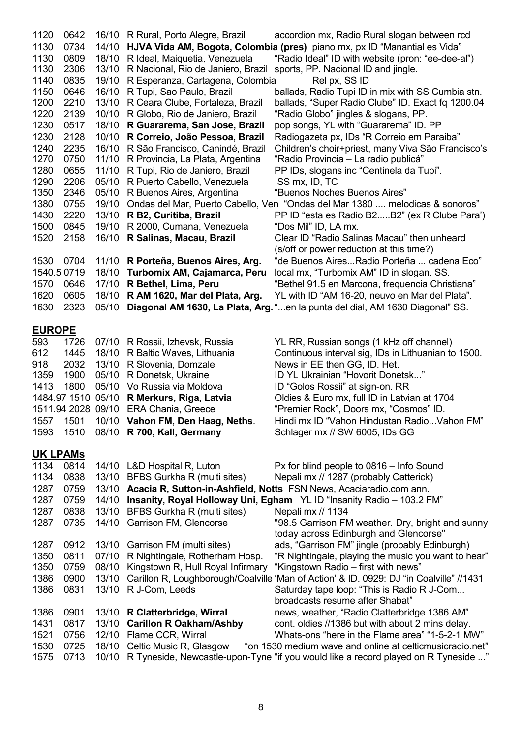| | | | | |
|---|---|---|---|---|
| 1120 | 0642 | 16/10 | R Rural, Porto Alegre, Brazil | accordion mx, Radio Rural slogan between rcd |
| 1130 | 0734 | 14/10 | **HJVA Vida AM, Bogota, Colombia (pres)** | piano mx, px ID "Manantial es Vida" |
| 1130 | 0809 | 18/10 | R Ideal, Maiquetia, Venezuela | "Radio Ideal" ID with website (pron: "ee-dee-al") |
| 1130 | 2306 | 13/10 | R Nacional, Rio de Janiero, Brazil | sports, PP. Nacional ID and jingle. |
| 1140 | 0835 | 19/10 | R Esperanza, Cartagena, Colombia | Rel px, SS ID |
| 1150 | 0646 | 16/10 | R Tupi, Sao Paulo, Brazil | ballads, Radio Tupi ID in mix with SS Cumbia stn. |
| 1200 | 2210 | 13/10 | R Ceara Clube, Fortaleza, Brazil | ballads, "Super Radio Clube" ID. Exact fq 1200.04 |
| 1220 | 2139 | 10/10 | R Globo, Rio de Janiero, Brazil | "Radio Globo" jingles & slogans, PP. |
| 1230 | 0517 | 18/10 | **R Guararema, San Jose, Brazil** | pop songs, YL with "Guararema" ID. PP |
| 1230 | 2128 | 10/10 | **R Correio, João Pessoa, Brazil** | Radiogazeta px, IDs "R Correio em Paraiba" |
| 1240 | 2235 | 16/10 | R São Francisco, Canindé, Brazil | Children's choir+priest, many Viva São Francisco's |
| 1270 | 0750 | 11/10 | R Provincia, La Plata, Argentina | "Radio Provincia – La radio publicá" |
| 1280 | 0655 | 11/10 | R Tupi, Rio de Janiero, Brazil | PP IDs, slogans inc "Centinela da Tupi". |
| 1290 | 2206 | 05/10 | R Puerto Cabello, Venezuela | SS mx, ID, TC |
| 1350 | 2346 | 05/10 | R Buenos Aires, Argentina | "Buenos Noches Buenos Aires" |
| 1380 | 0755 | 19/10 | Ondas del Mar, Puerto Cabello, Ven | "Ondas del Mar 1380 .... melodicas & sonoros" |
| 1430 | 2220 | 13/10 | **R B2, Curitiba, Brazil** | PP ID "esta es Radio B2.....B2" (ex R Clube Para') |
| 1500 | 0845 | 19/10 | R 2000, Cumana, Venezuela | "Dos Mil" ID, LA mx. |
| 1520 | 2158 | 16/10 | **R Salinas, Macau, Brazil** | Clear ID "Radio Salinas Macau" then unheard (s/off or power reduction at this time?) |
| 1530 | 0704 | 11/10 | **R Porteña, Buenos Aires, Arg.** | "de Buenos Aires...Radio Porteña ... cadena Eco" |
| 1540.5 | 0719 | 18/10 | **Turbomix AM, Cajamarca, Peru** | local mx, "Turbomix AM" ID in slogan. SS. |
| 1570 | 0646 | 17/10 | **R Bethel, Lima, Peru** | "Bethel 91.5 en Marcona, frequencia Christiana" |
| 1620 | 0605 | 18/10 | **R AM 1620, Mar del Plata, Arg.** | YL with ID "AM 16-20, neuvo en Mar del Plata". |
| 1630 | 2323 | 05/10 | **Diagonal AM 1630, La Plata, Arg.** | "...en la punta del dial, AM 1630 Diagonal" SS. |

## EUROPE

| | | | | |
|---|---|---|---|---|
| 593 | 1726 | 07/10 | R Rossii, Izhevsk, Russia | YL RR, Russian songs (1 kHz off channel) |
| 612 | 1445 | 18/10 | R Baltic Waves, Lithuania | Continuous interval sig, IDs in Lithuanian to 1500. |
| 918 | 2032 | 13/10 | R Slovenia, Domzale | News in EE then GG, ID. Het. |
| 1359 | 1900 | 05/10 | R Donetsk, Ukraine | ID YL Ukrainian "Hovorit Donetsk..." |
| 1413 | 1800 | 05/10 | Vo Russia via Moldova | ID "Golos Rossii" at sign-on. RR |
| 1484.97 | 1510 | 05/10 | **R Merkurs, Riga, Latvia** | Oldies & Euro mx, full ID in Latvian at 1704 |
| 1511.94 | 2028 | 09/10 | ERA Chania, Greece | "Premier Rock", Doors mx, "Cosmos" ID. |
| 1557 | 1501 | 10/10 | **Vahon FM, Den Haag, Neths**. | Hindi mx ID "Vahon Hindustan Radio...Vahon FM" |
| 1593 | 1510 | 08/10 | **R 700, Kall, Germany** | Schlager mx // SW 6005, IDs GG |

## UK LPAMs

| | | | | |
|---|---|---|---|---|
| 1134 | 0814 | 14/10 | L&D Hospital R, Luton | Px for blind people to 0816 – Info Sound |
| 1134 | 0838 | 13/10 | BFBS Gurkha R (multi sites) | Nepali mx // 1287 (probably Catterick) |
| 1287 | 0759 | 13/10 | **Acacia R, Sutton-in-Ashfield, Notts** | FSN News, Acaciaradio.com ann. |
| 1287 | 0759 | 14/10 | **Insanity, Royal Holloway Uni, Egham** | YL ID "Insanity Radio – 103.2 FM" |
| 1287 | 0838 | 13/10 | BFBS Gurkha R (multi sites) | Nepali mx // 1134 |
| 1287 | 0735 | 14/10 | Garrison FM, Glencorse | "98.5 Garrison FM weather. Dry, bright and sunny today across Edinburgh and Glencorse" |
| 1287 | 0912 | 13/10 | Garrison FM (multi sites) | ads, "Garrison FM" jingle (probably Edinburgh) |
| 1350 | 0811 | 07/10 | R Nightingale, Rotherham Hosp. | "R Nightingale, playing the music you want to hear" |
| 1350 | 0759 | 08/10 | Kingstown R, Hull Royal Infirmary | "Kingstown Radio – first with news" |
| 1386 | 0900 | 13/10 | Carillon R, Loughborough/Coalville | 'Man of Action' & ID. 0929: DJ "in Coalville" //1431 |
| 1386 | 0831 | 13/10 | R J-Com, Leeds | Saturday tape loop: "This is Radio R J-Com... broadcasts resume after Shabat" |
| 1386 | 0901 | 13/10 | **R Clatterbridge, Wirral** | news, weather, "Radio Clatterbridge 1386 AM" |
| 1431 | 0817 | 13/10 | **Carillon R Oakham/Ashby** | cont. oldies //1386 but with about 2 mins delay. |
| 1521 | 0756 | 12/10 | Flame CCR, Wirral | Whats-ons "here in the Flame area" "1-5-2-1 MW" |
| 1530 | 0725 | 18/10 | Celtic Music R, Glasgow | "on 1530 medium wave and online at celticmusicradio.net" |
| 1575 | 0713 | 10/10 | R Tyneside, Newcastle-upon-Tyne | "if you would like a record played on R Tyneside ..." |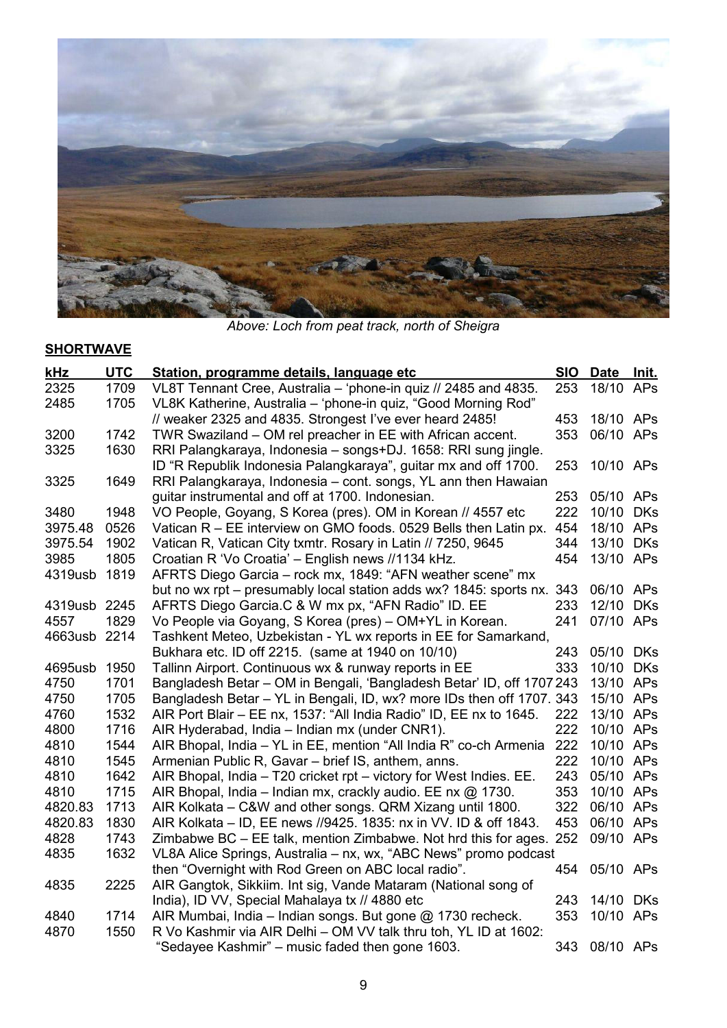*Above: Loch from peat track, north of Sheigra*

**SHORTWAVE**

| kHz | UTC | Station, programme details, language etc | SIO | Date | Init. |
|---|---|---|---|---|---|
| 2325 | 1709 | VL8T Tennant Cree, Australia – 'phone-in quiz // 2485 and 4835. | 253 | 18/10 | APs |
| 2485 | 1705 | VL8K Katherine, Australia – 'phone-in quiz, "Good Morning Rod" // weaker 2325 and 4835. Strongest I've ever heard 2485! | 453 | 18/10 | APs |
| 3200 | 1742 | TWR Swaziland – OM rel preacher in EE with African accent. | 353 | 06/10 | APs |
| 3325 | 1630 | RRI Palangkaraya, Indonesia – songs+DJ. 1658: RRI sung jingle. ID "R Republik Indonesia Palangkaraya", guitar mx and off 1700. | 253 | 10/10 | APs |
| 3325 | 1649 | RRI Palangkaraya, Indonesia – cont. songs, YL ann then Hawaian guitar instrumental and off at 1700. Indonesian. | 253 | 05/10 | APs |
| 3480 | 1948 | VO People, Goyang, S Korea (pres). OM in Korean // 4557 etc | 222 | 10/10 | DKs |
| 3975.48 | 0526 | Vatican R – EE interview on GMO foods. 0529 Bells then Latin px. | 454 | 18/10 | APs |
| 3975.54 | 1902 | Vatican R, Vatican City txmtr. Rosary in Latin // 7250, 9645 | 344 | 13/10 | DKs |
| 3985 | 1805 | Croatian R 'Vo Croatia' – English news //1134 kHz. | 454 | 13/10 | APs |
| 4319usb | 1819 | AFRTS Diego Garcia – rock mx, 1849: "AFN weather scene" mx but no wx rpt – presumably local station adds wx? 1845: sports nx. | 343 | 06/10 | APs |
| 4319usb | 2245 | AFRTS Diego Garcia.C & W mx px, "AFN Radio" ID. EE | 233 | 12/10 | DKs |
| 4557 | 1829 | Vo People via Goyang, S Korea (pres) – OM+YL in Korean. | 241 | 07/10 | APs |
| 4663usb | 2214 | Tashkent Meteo, Uzbekistan - YL wx reports in EE for Samarkand, Bukhara etc. ID off 2215. (same at 1940 on 10/10) | 243 | 05/10 | DKs |
| 4695usb | 1950 | Tallinn Airport. Continuous wx & runway reports in EE | 333 | 10/10 | DKs |
| 4750 | 1701 | Bangladesh Betar – OM in Bengali, 'Bangladesh Betar' ID, off 1707 | 243 | 13/10 | APs |
| 4750 | 1705 | Bangladesh Betar – YL in Bengali, ID, wx? more IDs then off 1707. | 343 | 15/10 | APs |
| 4760 | 1532 | AIR Port Blair – EE nx, 1537: "All India Radio" ID, EE nx to 1645. | 222 | 13/10 | APs |
| 4800 | 1716 | AIR Hyderabad, India – Indian mx (under CNR1). | 222 | 10/10 | APs |
| 4810 | 1544 | AIR Bhopal, India – YL in EE, mention "All India R" co-ch Armenia | 222 | 10/10 | APs |
| 4810 | 1545 | Armenian Public R, Gavar – brief IS, anthem, anns. | 222 | 10/10 | APs |
| 4810 | 1642 | AIR Bhopal, India – T20 cricket rpt – victory for West Indies. EE. | 243 | 05/10 | APs |
| 4810 | 1715 | AIR Bhopal, India – Indian mx, crackly audio. EE nx @ 1730. | 353 | 10/10 | APs |
| 4820.83 | 1713 | AIR Kolkata – C&W and other songs. QRM Xizang until 1800. | 322 | 06/10 | APs |
| 4820.83 | 1830 | AIR Kolkata – ID, EE news //9425. 1835: nx in VV. ID & off 1843. | 453 | 06/10 | APs |
| 4828 | 1743 | Zimbabwe BC – EE talk, mention Zimbabwe. Not hrd this for ages. | 252 | 09/10 | APs |
| 4835 | 1632 | VL8A Alice Springs, Australia – nx, wx, "ABC News" promo podcast then "Overnight with Rod Green on ABC local radio". | 454 | 05/10 | APs |
| 4835 | 2225 | AIR Gangtok, Sikkiim. Int sig, Vande Mataram (National song of India), ID VV, Special Mahalaya tx // 4880 etc | 243 | 14/10 | DKs |
| 4840 | 1714 | AIR Mumbai, India – Indian songs. But gone @ 1730 recheck. | 353 | 10/10 | APs |
| 4870 | 1550 | R Vo Kashmir via AIR Delhi – OM VV talk thru toh, YL ID at 1602: "Sedayee Kashmir" – music faded then gone 1603. | 343 | 08/10 | APs |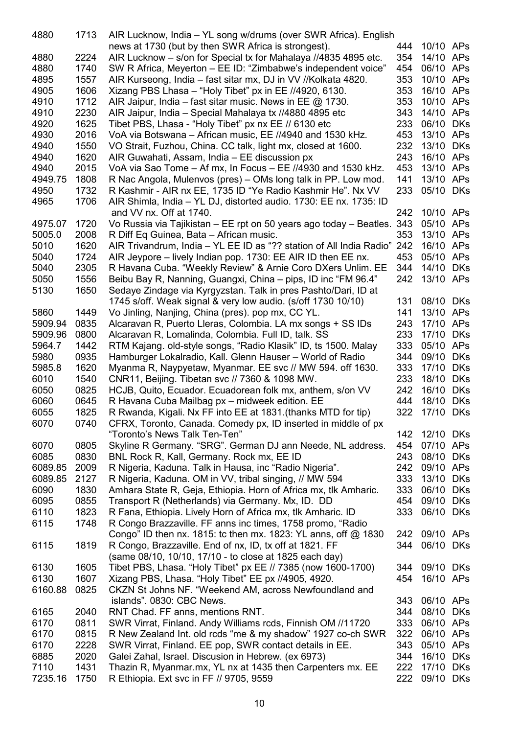| | | | | | |
|---|---|---|---|---|---|
| 4880 | 1713 | AIR Lucknow, India – YL song w/drums (over SWR Africa). English news at 1730 (but by then SWR Africa is strongest). | 444 | 10/10 | APs |
| 4880 | 2224 | AIR Lucknow – s/on for Special tx for Mahalaya //4835 4895 etc. | 354 | 14/10 | APs |
| 4880 | 1740 | SW R Africa, Meyerton – EE ID: "Zimbabwe's independent voice" | 454 | 06/10 | APs |
| 4895 | 1557 | AIR Kurseong, India – fast sitar mx, DJ in VV //Kolkata 4820. | 353 | 10/10 | APs |
| 4905 | 1606 | Xizang PBS Lhasa – "Holy Tibet" px in EE //4920, 6130. | 353 | 16/10 | APs |
| 4910 | 1712 | AIR Jaipur, India – fast sitar music. News in EE @ 1730. | 353 | 10/10 | APs |
| 4910 | 2230 | AIR Jaipur, India – Special Mahalaya tx //4880 4895 etc | 343 | 14/10 | APs |
| 4920 | 1625 | Tibet PBS, Lhasa - "Holy Tibet" px nx EE // 6130 etc | 233 | 06/10 | DKs |
| 4930 | 2016 | VoA via Botswana – African music, EE //4940 and 1530 kHz. | 453 | 13/10 | APs |
| 4940 | 1550 | VO Strait, Fuzhou, China. CC talk, light mx, closed at 1600. | 232 | 13/10 | DKs |
| 4940 | 1620 | AIR Guwahati, Assam, India – EE discussion px | 243 | 16/10 | APs |
| 4940 | 2015 | VoA via Sao Tome – Af mx, In Focus – EE //4930 and 1530 kHz. | 453 | 13/10 | APs |
| 4949.75 | 1808 | R Nac Angola, Mulenvos (pres) – OMs long talk in PP. Low mod. | 141 | 13/10 | APs |
| 4950 | 1732 | R Kashmir - AIR nx EE, 1735 ID "Ye Radio Kashmir He". Nx VV | 233 | 05/10 | DKs |
| 4965 | 1706 | AIR Shimla, India – YL DJ, distorted audio. 1730: EE nx. 1735: ID and VV nx. Off at 1740. | 242 | 10/10 | APs |
| 4975.07 | 1720 | Vo Russia via Tajikistan – EE rpt on 50 years ago today – Beatles. | 343 | 05/10 | APs |
| 5005.0 | 2008 | R Diff Eq Guinea, Bata – African music. | 353 | 13/10 | APs |
| 5010 | 1620 | AIR Trivandrum, India – YL EE ID as "?? station of All India Radio" | 242 | 16/10 | APs |
| 5040 | 1724 | AIR Jeypore – lively Indian pop. 1730: EE AIR ID then EE nx. | 453 | 05/10 | APs |
| 5040 | 2305 | R Havana Cuba. "Weekly Review" & Arnie Coro DXers Unlim. EE | 344 | 14/10 | DKs |
| 5050 | 1556 | Beibu Bay R, Nanning, Guangxi, China – pips, ID inc "FM 96.4" | 242 | 13/10 | APs |
| 5130 | 1650 | Sedaye Zindage via Kyrgyzstan. Talk in pres Pashto/Dari, ID at 1745 s/off. Weak signal & very low audio. (s/off 1730 10/10) | 131 | 08/10 | DKs |
| 5860 | 1449 | Vo Jinling, Nanjing, China (pres). pop mx, CC YL. | 141 | 13/10 | APs |
| 5909.94 | 0835 | Alcaravan R, Puerto Lleras, Colombia. LA mx songs + SS IDs | 243 | 17/10 | APs |
| 5909.96 | 0800 | Alcaravan R, Lomalinda, Colombia. Full ID, talk. SS | 233 | 17/10 | DKs |
| 5964.7 | 1442 | RTM Kajang. old-style songs, "Radio Klasik" ID, ts 1500. Malay | 333 | 05/10 | APs |
| 5980 | 0935 | Hamburger Lokalradio, Kall. Glenn Hauser – World of Radio | 344 | 09/10 | DKs |
| 5985.8 | 1620 | Myanma R, Naypyetaw, Myanmar. EE svc // MW 594. off 1630. | 333 | 17/10 | DKs |
| 6010 | 1540 | CNR11, Beijing. Tibetan svc // 7360 & 1098 MW. | 233 | 18/10 | DKs |
| 6050 | 0825 | HCJB, Quito, Ecuador. Ecuadorean folk mx, anthem, s/on VV | 242 | 16/10 | DKs |
| 6060 | 0645 | R Havana Cuba Mailbag px – midweek edition. EE | 444 | 18/10 | DKs |
| 6055 | 1825 | R Rwanda, Kigali. Nx FF into EE at 1831.(thanks MTD for tip) | 322 | 17/10 | DKs |
| 6070 | 0740 | CFRX, Toronto, Canada. Comedy px, ID inserted in middle of px "Toronto's News Talk Ten-Ten" | 142 | 12/10 | DKs |
| 6070 | 0805 | Skyline R Germany. "SRG". German DJ ann Neede, NL address. | 454 | 07/10 | APs |
| 6085 | 0830 | BNL Rock R, Kall, Germany. Rock mx, EE ID | 243 | 08/10 | DKs |
| 6089.85 | 2009 | R Nigeria, Kaduna. Talk in Hausa, inc "Radio Nigeria". | 242 | 09/10 | APs |
| 6089.85 | 2127 | R Nigeria, Kaduna. OM in VV, tribal singing, // MW 594 | 333 | 13/10 | DKs |
| 6090 | 1830 | Amhara State R, Geja, Ethiopia. Horn of Africa mx, tlk Amharic. | 333 | 06/10 | DKs |
| 6095 | 0855 | Transport R (Netherlands) via Germany. Mx, ID. DD | 454 | 09/10 | DKs |
| 6110 | 1823 | R Fana, Ethiopia. Lively Horn of Africa mx, tlk Amharic. ID | 333 | 06/10 | DKs |
| 6115 | 1748 | R Congo Brazzaville. FF anns inc times, 1758 promo, "Radio Congo" ID then nx. 1815: tc then mx. 1823: YL anns, off @ 1830 | 242 | 09/10 | APs |
| 6115 | 1819 | R Congo, Brazzaville. End of nx, ID, tx off at 1821. FF (same 08/10, 10/10, 17/10 - to close at 1825 each day) | 344 | 06/10 | DKs |
| 6130 | 1605 | Tibet PBS, Lhasa. "Holy Tibet" px EE // 7385 (now 1600-1700) | 344 | 09/10 | DKs |
| 6130 | 1607 | Xizang PBS, Lhasa. "Holy Tibet" EE px //4905, 4920. | 454 | 16/10 | APs |
| 6160.88 | 0825 | CKZN St Johns NF. "Weekend AM, across Newfoundland and islands". 0830: CBC News. | 343 | 06/10 | APs |
| 6165 | 2040 | RNT Chad. FF anns, mentions RNT. | 344 | 08/10 | DKs |
| 6170 | 0811 | SWR Virrat, Finland. Andy Williams rcds, Finnish OM //11720 | 333 | 06/10 | APs |
| 6170 | 0815 | R New Zealand Int. old rcds "me & my shadow" 1927 co-ch SWR | 322 | 06/10 | APs |
| 6170 | 2228 | SWR Virrat, Finland. EE pop, SWR contact details in EE. | 343 | 05/10 | APs |
| 6885 | 2020 | Galei Zahal, Israel. Discusion in Hebrew. (ex 6973) | 344 | 16/10 | DKs |
| 7110 | 1431 | Thazin R, Myanmar.mx, YL nx at 1435 then Carpenters mx. EE | 222 | 17/10 | DKs |
| 7235.16 | 1750 | R Ethiopia. Ext svc in FF // 9705, 9559 | 222 | 09/10 | DKs |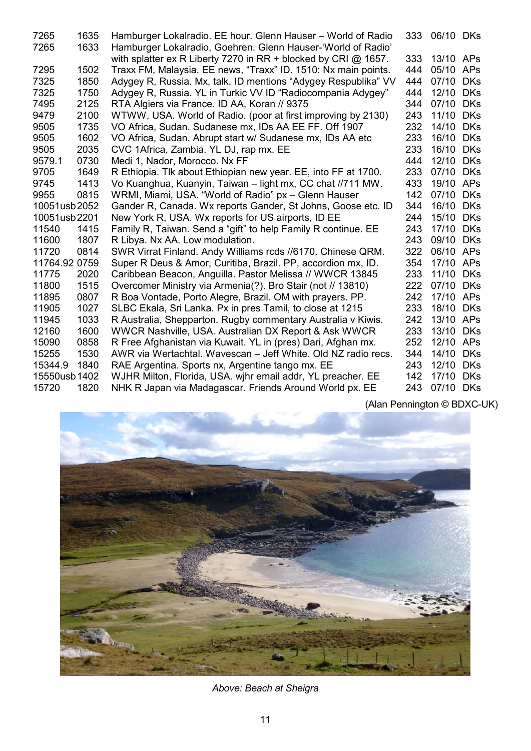| | | | | | |
|---|---|---|---|---|---|
| 7265 | 1635 | Hamburger Lokalradio. EE hour. Glenn Hauser – World of Radio | 333 | 06/10 | DKs |
| 7265 | 1633 | Hamburger Lokalradio, Goehren. Glenn Hauser-'World of Radio' with splatter ex R Liberty 7270 in RR + blocked by CRI @ 1657. | 333 | 13/10 | APs |
| 7295 | 1502 | Traxx FM, Malaysia. EE news, "Traxx" ID. 1510: Nx main points. | 444 | 05/10 | APs |
| 7325 | 1850 | Adygey R, Russia. Mx, talk, ID mentions "Adygey Respublika" VV | 444 | 07/10 | DKs |
| 7325 | 1750 | Adygey R, Russia. YL in Turkic VV ID "Radiocompania Adygey" | 444 | 12/10 | DKs |
| 7495 | 2125 | RTA Algiers via France. ID AA, Koran // 9375 | 344 | 07/10 | DKs |
| 9479 | 2100 | WTWW, USA. World of Radio. (poor at first improving by 2130) | 243 | 11/10 | DKs |
| 9505 | 1735 | VO Africa, Sudan. Sudanese mx, IDs AA EE FF. Off 1907 | 232 | 14/10 | DKs |
| 9505 | 1602 | VO Africa, Sudan. Abrupt start w/ Sudanese mx, IDs AA etc | 233 | 16/10 | DKs |
| 9505 | 2035 | CVC 1Africa, Zambia. YL DJ, rap mx. EE | 233 | 16/10 | DKs |
| 9579.1 | 0730 | Medi 1, Nador, Morocco. Nx FF | 444 | 12/10 | DKs |
| 9705 | 1649 | R Ethiopia. Tlk about Ethiopian new year. EE, into FF at 1700. | 233 | 07/10 | DKs |
| 9745 | 1413 | Vo Kuanghua, Kuanyin, Taiwan – light mx, CC chat //711 MW. | 433 | 19/10 | APs |
| 9955 | 0815 | WRMI, Miami, USA. "World of Radio" px – Glenn Hauser | 142 | 07/10 | DKs |
| 10051usb | 2052 | Gander R, Canada. Wx reports Gander, St Johns, Goose etc. ID | 344 | 16/10 | DKs |
| 10051usb | 2201 | New York R, USA. Wx reports for US airports, ID EE | 244 | 15/10 | DKs |
| 11540 | 1415 | Family R, Taiwan. Send a "gift" to help Family R continue. EE | 243 | 17/10 | DKs |
| 11600 | 1807 | R Libya. Nx AA. Low modulation. | 243 | 09/10 | DKs |
| 11720 | 0814 | SWR Virrat Finland. Andy Williams rcds //6170. Chinese QRM. | 322 | 06/10 | APs |
| 11764.92 | 0759 | Super R Deus & Amor, Curitiba, Brazil. PP, accordion mx, ID. | 354 | 17/10 | APs |
| 11775 | 2020 | Caribbean Beacon, Anguilla. Pastor Melissa // WWCR 13845 | 233 | 11/10 | DKs |
| 11800 | 1515 | Overcomer Ministry via Armenia(?). Bro Stair (not // 13810) | 222 | 07/10 | DKs |
| 11895 | 0807 | R Boa Vontade, Porto Alegre, Brazil. OM with prayers. PP. | 242 | 17/10 | APs |
| 11905 | 1027 | SLBC Ekala, Sri Lanka. Px in pres Tamil, to close at 1215 | 233 | 18/10 | DKs |
| 11945 | 1033 | R Australia, Shepparton. Rugby commentary Australia v Kiwis. | 242 | 13/10 | APs |
| 12160 | 1600 | WWCR Nashville, USA. Australian DX Report & Ask WWCR | 233 | 13/10 | DKs |
| 15090 | 0858 | R Free Afghanistan via Kuwait. YL in (pres) Dari, Afghan mx. | 252 | 12/10 | APs |
| 15255 | 1530 | AWR via Wertachtal. Wavescan – Jeff White. Old NZ radio recs. | 344 | 14/10 | DKs |
| 15344.9 | 1840 | RAE Argentina. Sports nx, Argentine tango mx. EE | 243 | 12/10 | DKs |
| 15550usb | 1402 | WJHR Milton, Florida, USA. wjhr email addr, YL preacher. EE | 142 | 17/10 | DKs |
| 15720 | 1820 | NHK R Japan via Madagascar. Friends Around World px. EE | 243 | 07/10 | DKs |

(Alan Pennington © BDXC-UK)

*Above: Beach at Sheigra*